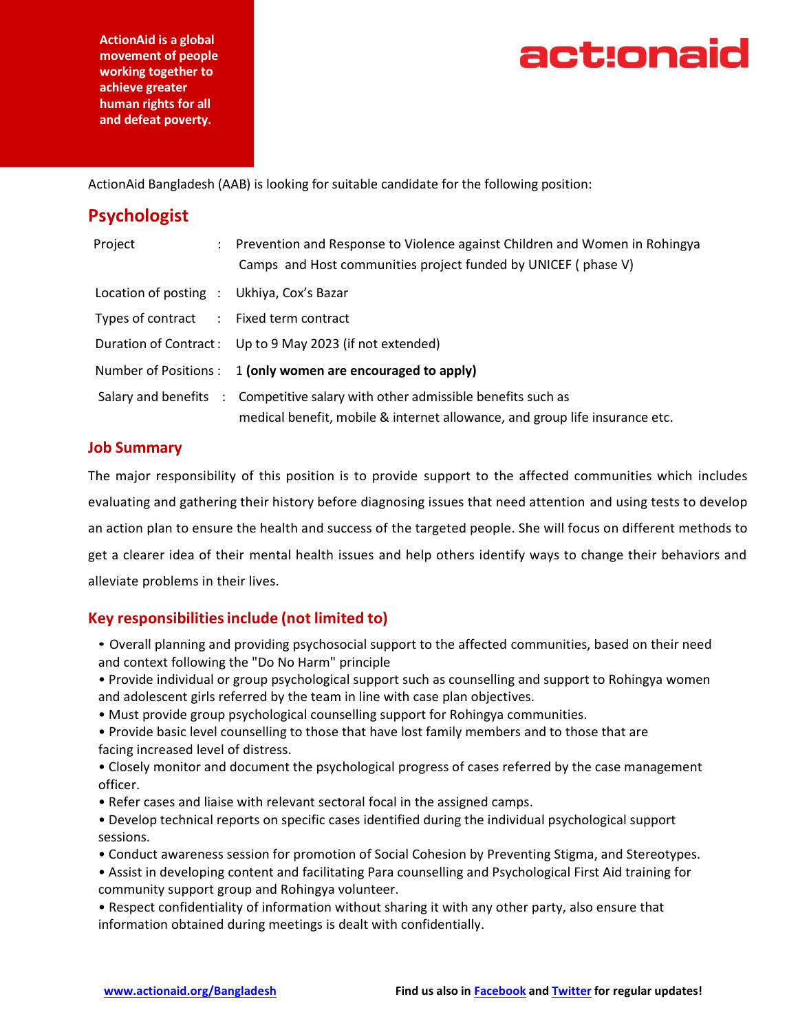ActionAid is a global movement of people working together to achieve greater human rights for all and defeat poverty.

actionaid

ActionAid Bangladesh (AAB) is looking for suitable candidate for the following position:

# Psychologist

| | | |
|---|---|---|
| Project | : | Prevention and Response to Violence against Children and Women in Rohingya Camps and Host communities project funded by UNICEF ( phase V) |
| Location of posting | : | Ukhiya, Cox's Bazar |
| Types of contract | : | Fixed term contract |
| Duration of Contract | : | Up to 9 May 2023 (if not extended) |
| Number of Positions | : | 1 **(only women are encouraged to apply)** |
| Salary and benefits | : | Competitive salary with other admissible benefits such as medical benefit, mobile & internet allowance, and group life insurance etc. |

## Job Summary

The major responsibility of this position is to provide support to the affected communities which includes evaluating and gathering their history before diagnosing issues that need attention and using tests to develop an action plan to ensure the health and success of the targeted people. She will focus on different methods to get a clearer idea of their mental health issues and help others identify ways to change their behaviors and alleviate problems in their lives.

## Key responsibilities include (not limited to)

- Overall planning and providing psychosocial support to the affected communities, based on their need and context following the "Do No Harm" principle
- Provide individual or group psychological support such as counselling and support to Rohingya women and adolescent girls referred by the team in line with case plan objectives.
- Must provide group psychological counselling support for Rohingya communities.
- Provide basic level counselling to those that have lost family members and to those that are facing increased level of distress.
- Closely monitor and document the psychological progress of cases referred by the case management officer.
- Refer cases and liaise with relevant sectoral focal in the assigned camps.
- Develop technical reports on specific cases identified during the individual psychological support sessions.
- Conduct awareness session for promotion of Social Cohesion by Preventing Stigma, and Stereotypes.
- Assist in developing content and facilitating Para counselling and Psychological First Aid training for community support group and Rohingya volunteer.
- Respect confidentiality of information without sharing it with any other party, also ensure that information obtained during meetings is dealt with confidentially.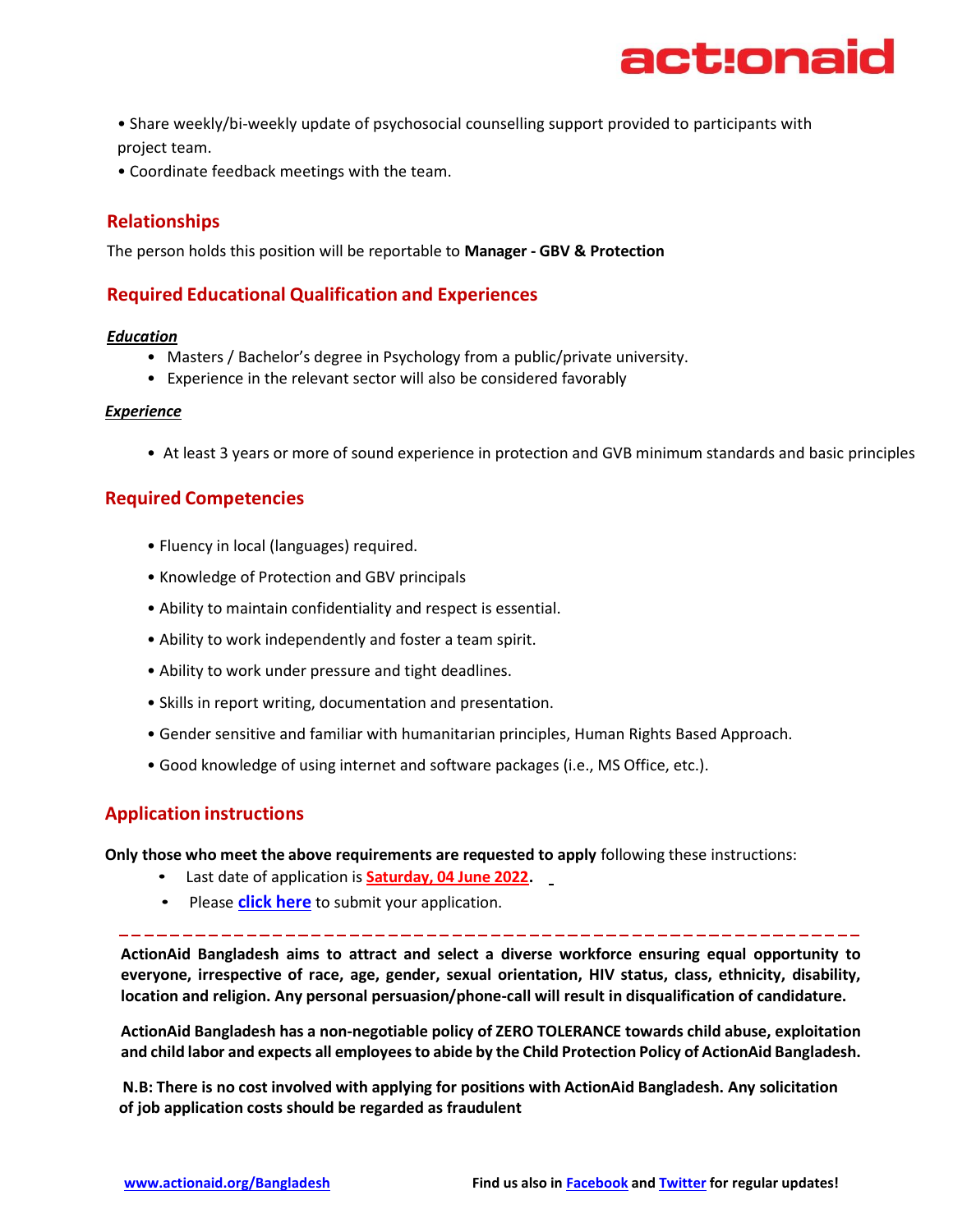- Share weekly/bi-weekly update of psychosocial counselling support provided to participants with project team.
- Coordinate feedback meetings with the team.

## Relationships

The person holds this position will be reportable to **Manager - GBV & Protection**

## Required Educational Qualification and Experiences

***Education***

- Masters / Bachelor's degree in Psychology from a public/private university.
- Experience in the relevant sector will also be considered favorably

***Experience***

- At least 3 years or more of sound experience in protection and GVB minimum standards and basic principles

## Required Competencies

- Fluency in local (languages) required.
- Knowledge of Protection and GBV principals
- Ability to maintain confidentiality and respect is essential.
- Ability to work independently and foster a team spirit.
- Ability to work under pressure and tight deadlines.
- Skills in report writing, documentation and presentation.
- Gender sensitive and familiar with humanitarian principles, Human Rights Based Approach.
- Good knowledge of using internet and software packages (i.e., MS Office, etc.).

## Application instructions

**Only those who meet the above requirements are requested to apply** following these instructions:

- Last date of application is **Saturday, 04 June 2022**.
- Please **click here** to submit your application.

---

**ActionAid Bangladesh aims to attract and select a diverse workforce ensuring equal opportunity to everyone, irrespective of race, age, gender, sexual orientation, HIV status, class, ethnicity, disability, location and religion. Any personal persuasion/phone-call will result in disqualification of candidature.**

**ActionAid Bangladesh has a non-negotiable policy of ZERO TOLERANCE towards child abuse, exploitation and child labor and expects all employees to abide by the Child Protection Policy of ActionAid Bangladesh.**

**N.B: There is no cost involved with applying for positions with ActionAid Bangladesh. Any solicitation of job application costs should be regarded as fraudulent**

**www.actionaid.org/Bangladesh** **Find us also in Facebook and Twitter for regular updates!**